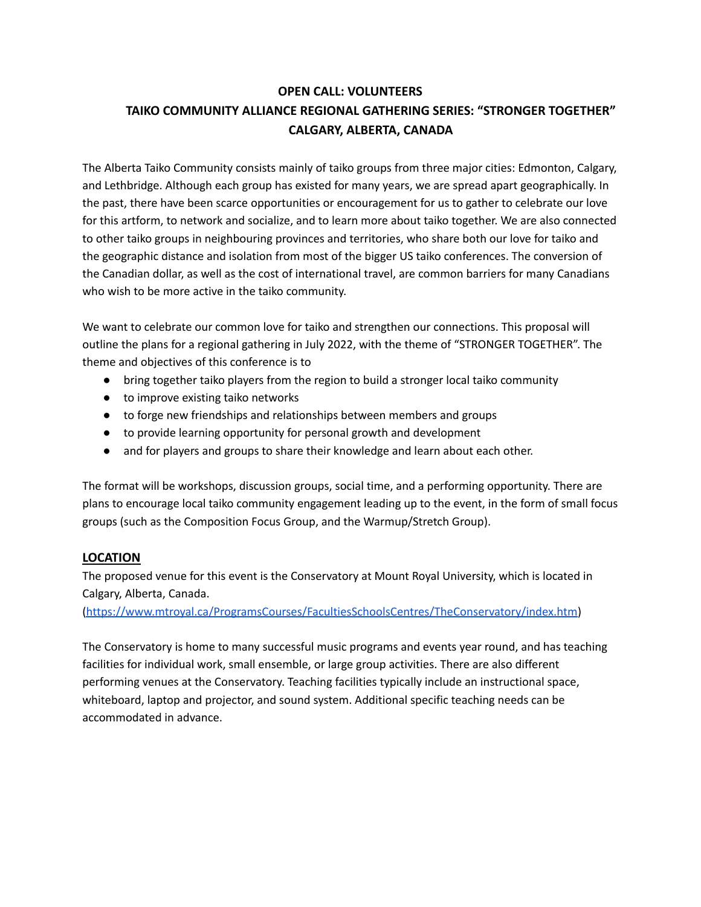# OPEN CALL: VOLUNTEERS
# TAIKO COMMUNITY ALLIANCE REGIONAL GATHERING SERIES: "STRONGER TOGETHER"
# CALGARY, ALBERTA, CANADA

The Alberta Taiko Community consists mainly of taiko groups from three major cities: Edmonton, Calgary, and Lethbridge. Although each group has existed for many years, we are spread apart geographically. In the past, there have been scarce opportunities or encouragement for us to gather to celebrate our love for this artform, to network and socialize, and to learn more about taiko together. We are also connected to other taiko groups in neighbouring provinces and territories, who share both our love for taiko and the geographic distance and isolation from most of the bigger US taiko conferences. The conversion of the Canadian dollar, as well as the cost of international travel, are common barriers for many Canadians who wish to be more active in the taiko community.

We want to celebrate our common love for taiko and strengthen our connections. This proposal will outline the plans for a regional gathering in July 2022, with the theme of "STRONGER TOGETHER". The theme and objectives of this conference is to

- bring together taiko players from the region to build a stronger local taiko community
- to improve existing taiko networks
- to forge new friendships and relationships between members and groups
- to provide learning opportunity for personal growth and development
- and for players and groups to share their knowledge and learn about each other.

The format will be workshops, discussion groups, social time, and a performing opportunity. There are plans to encourage local taiko community engagement leading up to the event, in the form of small focus groups (such as the Composition Focus Group, and the Warmup/Stretch Group).

## LOCATION

The proposed venue for this event is the Conservatory at Mount Royal University, which is located in Calgary, Alberta, Canada.
(https://www.mtroyal.ca/ProgramsCourses/FacultiesSchoolsCentres/TheConservatory/index.htm)

The Conservatory is home to many successful music programs and events year round, and has teaching facilities for individual work, small ensemble, or large group activities. There are also different performing venues at the Conservatory. Teaching facilities typically include an instructional space, whiteboard, laptop and projector, and sound system. Additional specific teaching needs can be accommodated in advance.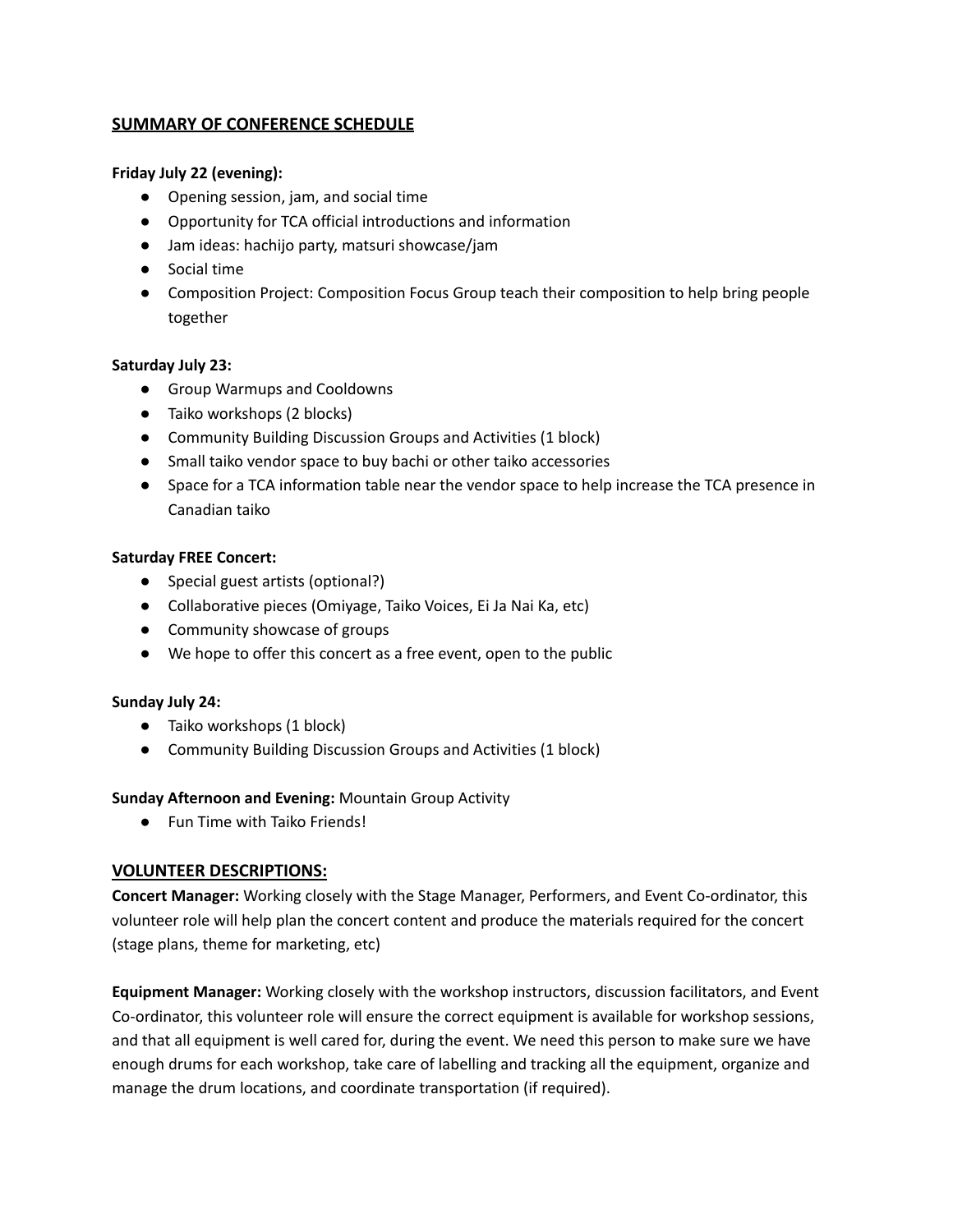## SUMMARY OF CONFERENCE SCHEDULE

**Friday July 22 (evening):**

- Opening session, jam, and social time
- Opportunity for TCA official introductions and information
- Jam ideas: hachijo party, matsuri showcase/jam
- Social time
- Composition Project: Composition Focus Group teach their composition to help bring people together

**Saturday July 23:**

- Group Warmups and Cooldowns
- Taiko workshops (2 blocks)
- Community Building Discussion Groups and Activities (1 block)
- Small taiko vendor space to buy bachi or other taiko accessories
- Space for a TCA information table near the vendor space to help increase the TCA presence in Canadian taiko

**Saturday FREE Concert:**

- Special guest artists (optional?)
- Collaborative pieces (Omiyage, Taiko Voices, Ei Ja Nai Ka, etc)
- Community showcase of groups
- We hope to offer this concert as a free event, open to the public

**Sunday July 24:**

- Taiko workshops (1 block)
- Community Building Discussion Groups and Activities (1 block)

**Sunday Afternoon and Evening:** Mountain Group Activity

- Fun Time with Taiko Friends!

## VOLUNTEER DESCRIPTIONS:

**Concert Manager:** Working closely with the Stage Manager, Performers, and Event Co-ordinator, this volunteer role will help plan the concert content and produce the materials required for the concert (stage plans, theme for marketing, etc)

**Equipment Manager:** Working closely with the workshop instructors, discussion facilitators, and Event Co-ordinator, this volunteer role will ensure the correct equipment is available for workshop sessions, and that all equipment is well cared for, during the event. We need this person to make sure we have enough drums for each workshop, take care of labelling and tracking all the equipment, organize and manage the drum locations, and coordinate transportation (if required).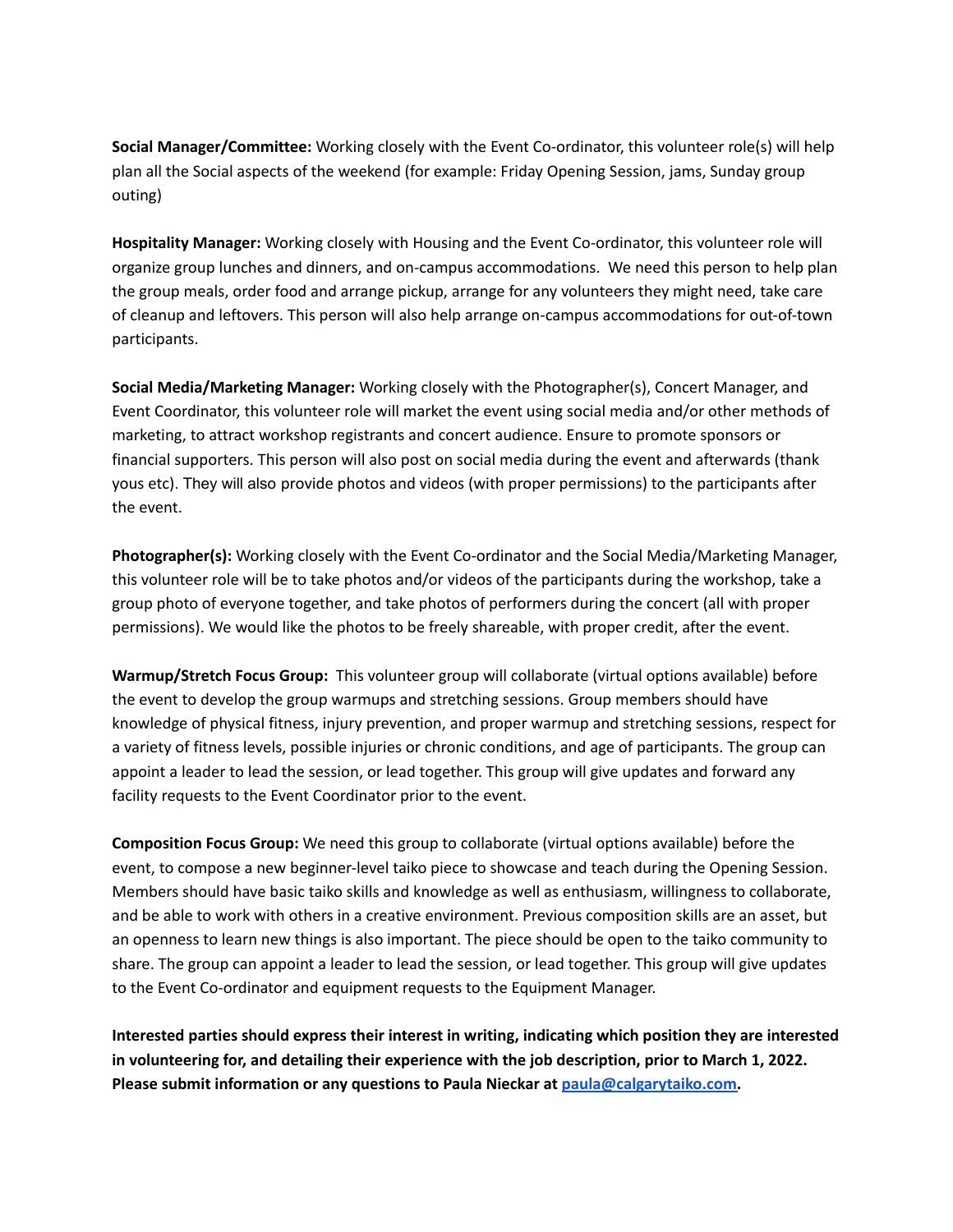**Social Manager/Committee:** Working closely with the Event Co-ordinator, this volunteer role(s) will help plan all the Social aspects of the weekend (for example: Friday Opening Session, jams, Sunday group outing)

**Hospitality Manager:** Working closely with Housing and the Event Co-ordinator, this volunteer role will organize group lunches and dinners, and on-campus accommodations. We need this person to help plan the group meals, order food and arrange pickup, arrange for any volunteers they might need, take care of cleanup and leftovers. This person will also help arrange on-campus accommodations for out-of-town participants.

**Social Media/Marketing Manager:** Working closely with the Photographer(s), Concert Manager, and Event Coordinator, this volunteer role will market the event using social media and/or other methods of marketing, to attract workshop registrants and concert audience. Ensure to promote sponsors or financial supporters. This person will also post on social media during the event and afterwards (thank yous etc). They will also provide photos and videos (with proper permissions) to the participants after the event.

**Photographer(s):** Working closely with the Event Co-ordinator and the Social Media/Marketing Manager, this volunteer role will be to take photos and/or videos of the participants during the workshop, take a group photo of everyone together, and take photos of performers during the concert (all with proper permissions). We would like the photos to be freely shareable, with proper credit, after the event.

**Warmup/Stretch Focus Group:** This volunteer group will collaborate (virtual options available) before the event to develop the group warmups and stretching sessions. Group members should have knowledge of physical fitness, injury prevention, and proper warmup and stretching sessions, respect for a variety of fitness levels, possible injuries or chronic conditions, and age of participants. The group can appoint a leader to lead the session, or lead together. This group will give updates and forward any facility requests to the Event Coordinator prior to the event.

**Composition Focus Group:** We need this group to collaborate (virtual options available) before the event, to compose a new beginner-level taiko piece to showcase and teach during the Opening Session. Members should have basic taiko skills and knowledge as well as enthusiasm, willingness to collaborate, and be able to work with others in a creative environment. Previous composition skills are an asset, but an openness to learn new things is also important. The piece should be open to the taiko community to share. The group can appoint a leader to lead the session, or lead together. This group will give updates to the Event Co-ordinator and equipment requests to the Equipment Manager.

**Interested parties should express their interest in writing, indicating which position they are interested in volunteering for, and detailing their experience with the job description, prior to March 1, 2022. Please submit information or any questions to Paula Nieckar at [paula@calgarytaiko.com](mailto:paula@calgarytaiko.com).**